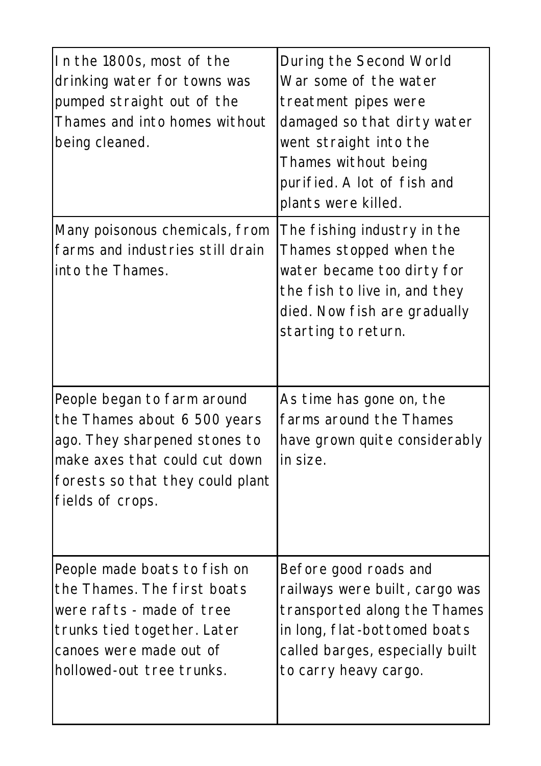| | |
|---|---|
| In the 1800s, most of the drinking water for towns was pumped straight out of the Thames and into homes without being cleaned. | During the Second World War some of the water treatment pipes were damaged so that dirty water went straight into the Thames without being purified. A lot of fish and plants were killed. |
| Many poisonous chemicals, from farms and industries still drain into the Thames. | The fishing industry in the Thames stopped when the water became too dirty for the fish to live in, and they died. Now fish are gradually starting to return. |
| People began to farm around the Thames about 6 500 years ago. They sharpened stones to make axes that could cut down forests so that they could plant fields of crops. | As time has gone on, the farms around the Thames have grown quite considerably in size. |
| People made boats to fish on the Thames. The first boats were rafts - made of tree trunks tied together. Later canoes were made out of hollowed-out tree trunks. | Before good roads and railways were built, cargo was transported along the Thames in long, flat-bottomed boats called barges, especially built to carry heavy cargo. |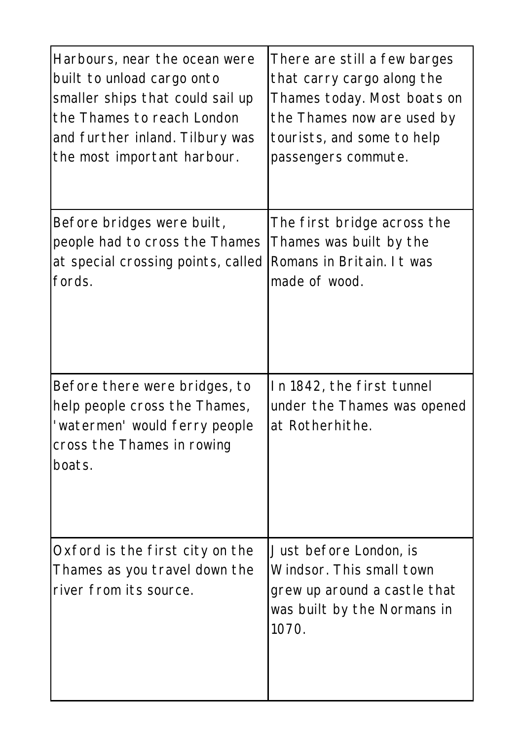| | |
|---|---|
| Harbours, near the ocean were built to unload cargo onto smaller ships that could sail up the Thames to reach London and further inland. Tilbury was the most important harbour. | There are still a few barges that carry cargo along the Thames today. Most boats on the Thames now are used by tourists, and some to help passengers commute. |
| Before bridges were built, people had to cross the Thames at special crossing points, called fords. | The first bridge across the Thames was built by the Romans in Britain. It was made of wood. |
| Before there were bridges, to help people cross the Thames, 'watermen' would ferry people cross the Thames in rowing boats. | In 1842, the first tunnel under the Thames was opened at Rotherhithe. |
| Oxford is the first city on the Thames as you travel down the river from its source. | Just before London, is Windsor. This small town grew up around a castle that was built by the Normans in 1070. |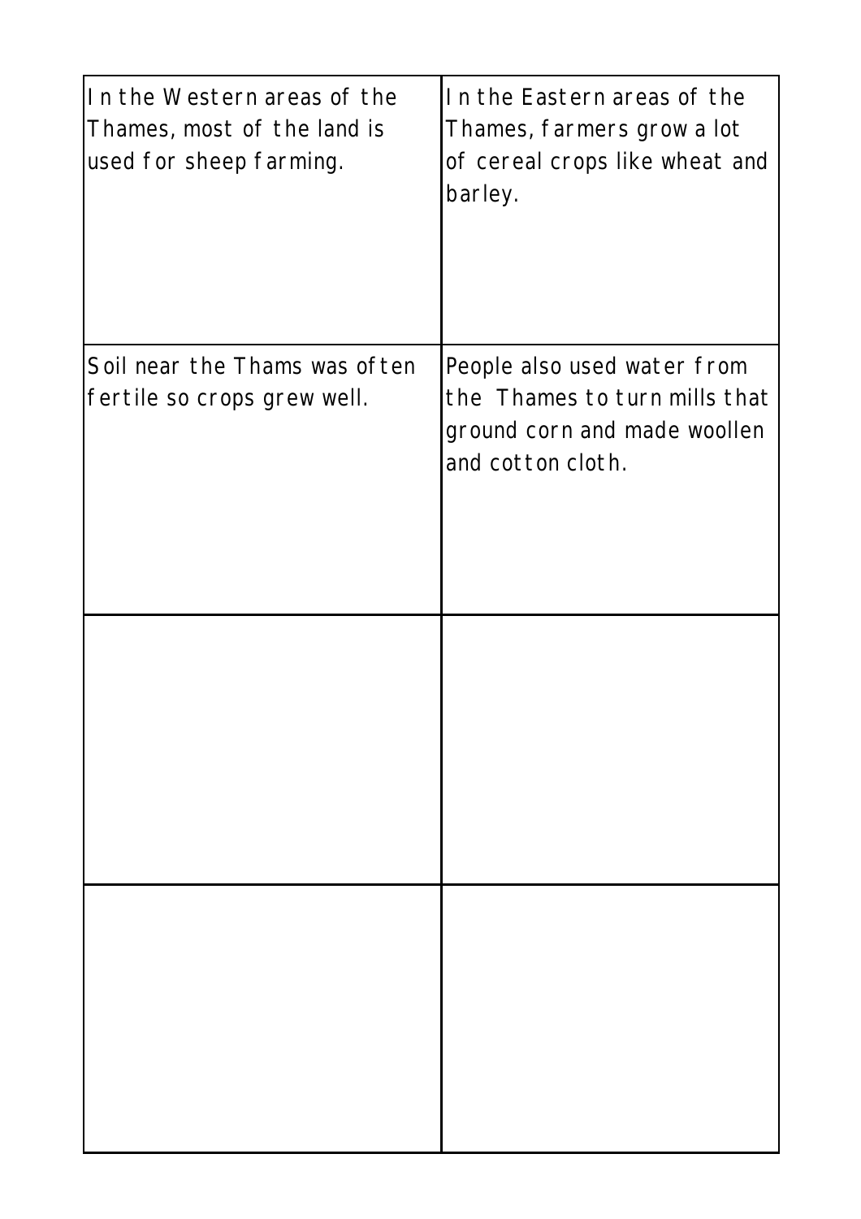| | |
|---|---|
| In the Western areas of the Thames, most of the land is used for sheep farming. | In the Eastern areas of the Thames, farmers grow a lot of cereal crops like wheat and barley. |
| Soil near the Thams was often fertile so crops grew well. | People also used water from the Thames to turn mills that ground corn and made woollen and cotton cloth. |
| | |
| | |